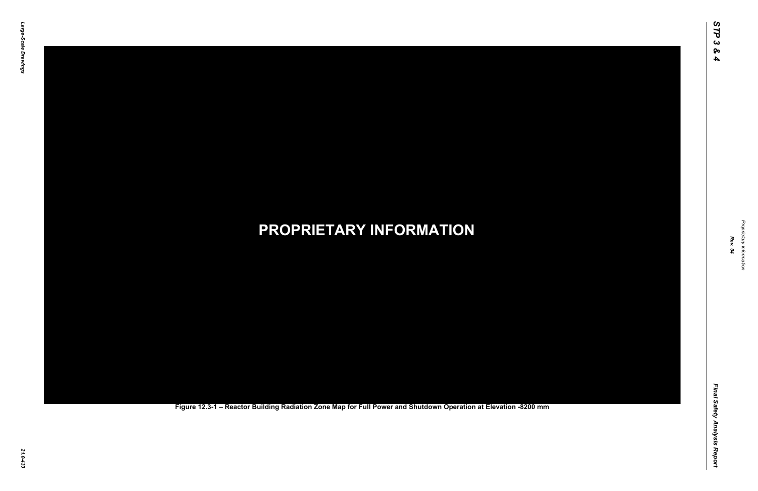**PROPRIETARY INFORMATION**

Figure 12.3-1 – Reactor Building Radiation Zone Map for Full Power and Shutdown Operation at Elevation -8200 mm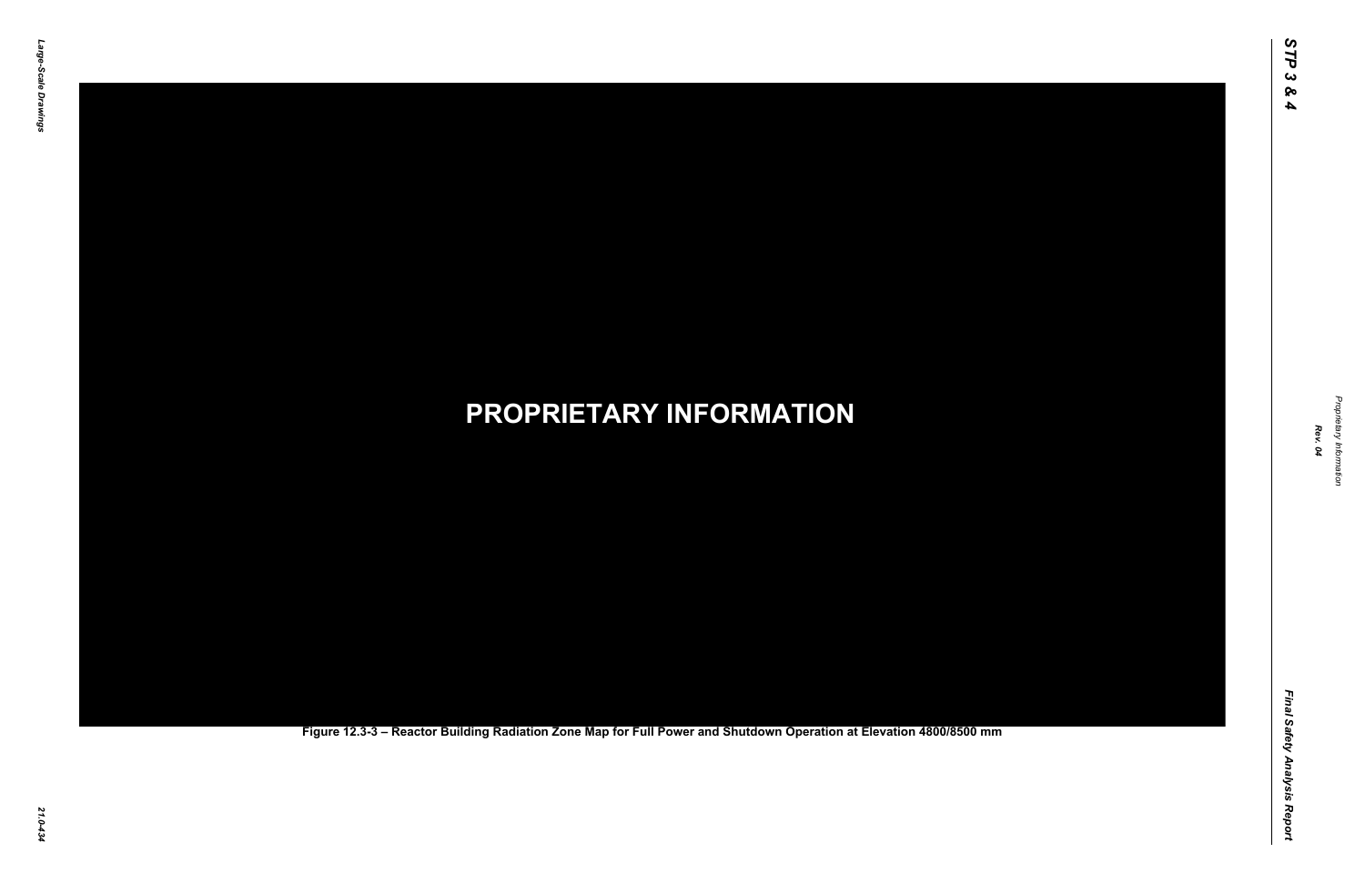PROPRIETARY INFORMATION

Figure 12.3-3 – Reactor Building Radiation Zone Map for Full Power and Shutdown Operation at Elevation 4800/8500 mm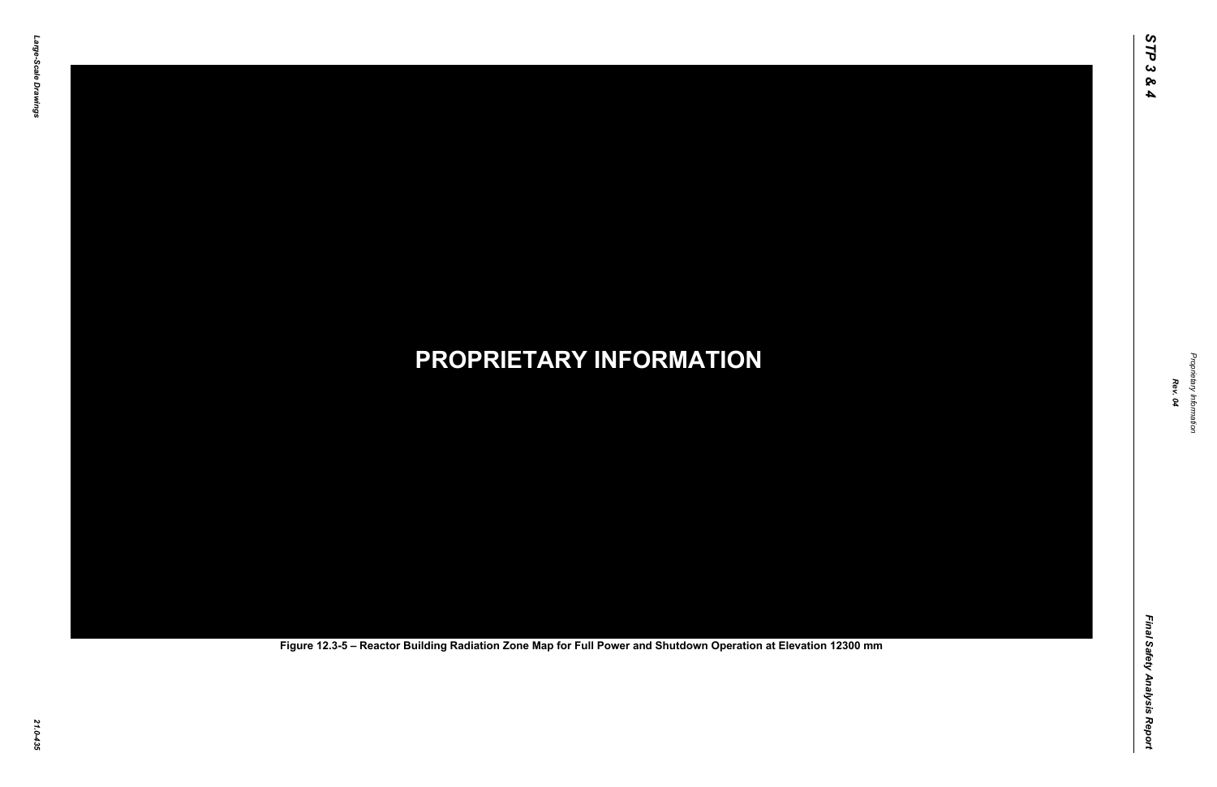**PROPRIETARY INFORMATION**

Figure 12.3-5 – Reactor Building Radiation Zone Map for Full Power and Shutdown Operation at Elevation 12300 mm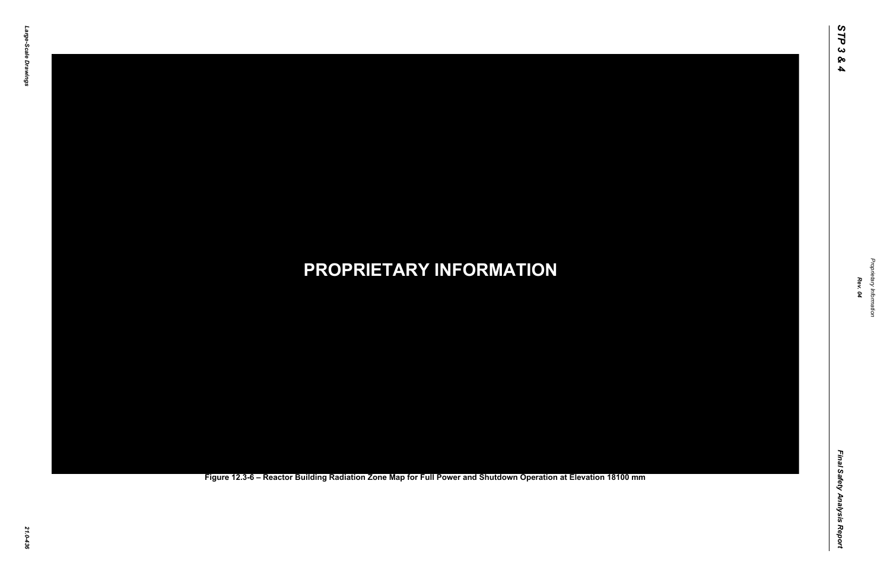**PROPRIETARY INFORMATION**

Figure 12.3-6 – Reactor Building Radiation Zone Map for Full Power and Shutdown Operation at Elevation 18100 mm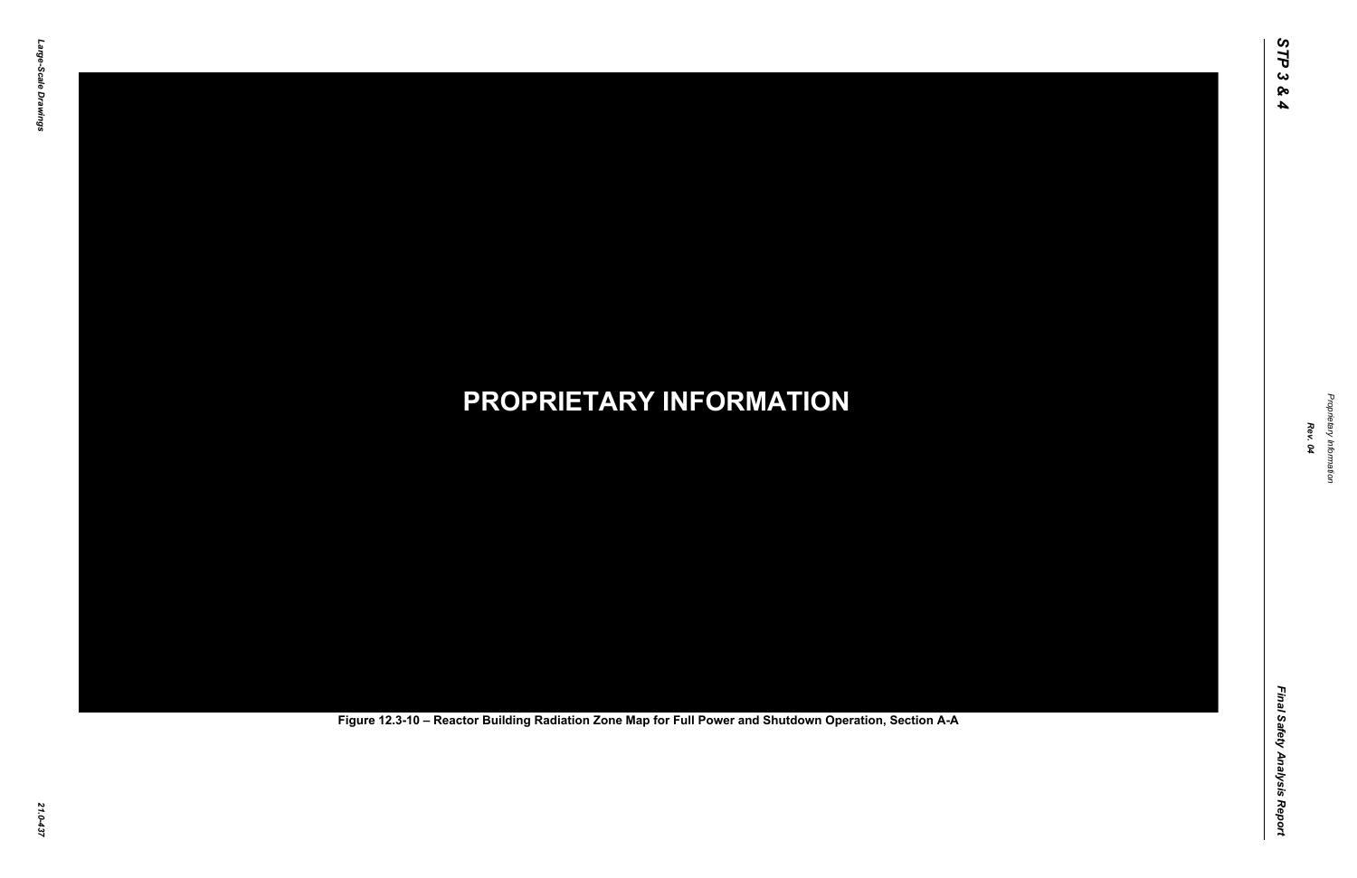**PROPRIETARY INFORMATION**

Figure 12.3-10 – Reactor Building Radiation Zone Map for Full Power and Shutdown Operation, Section A-A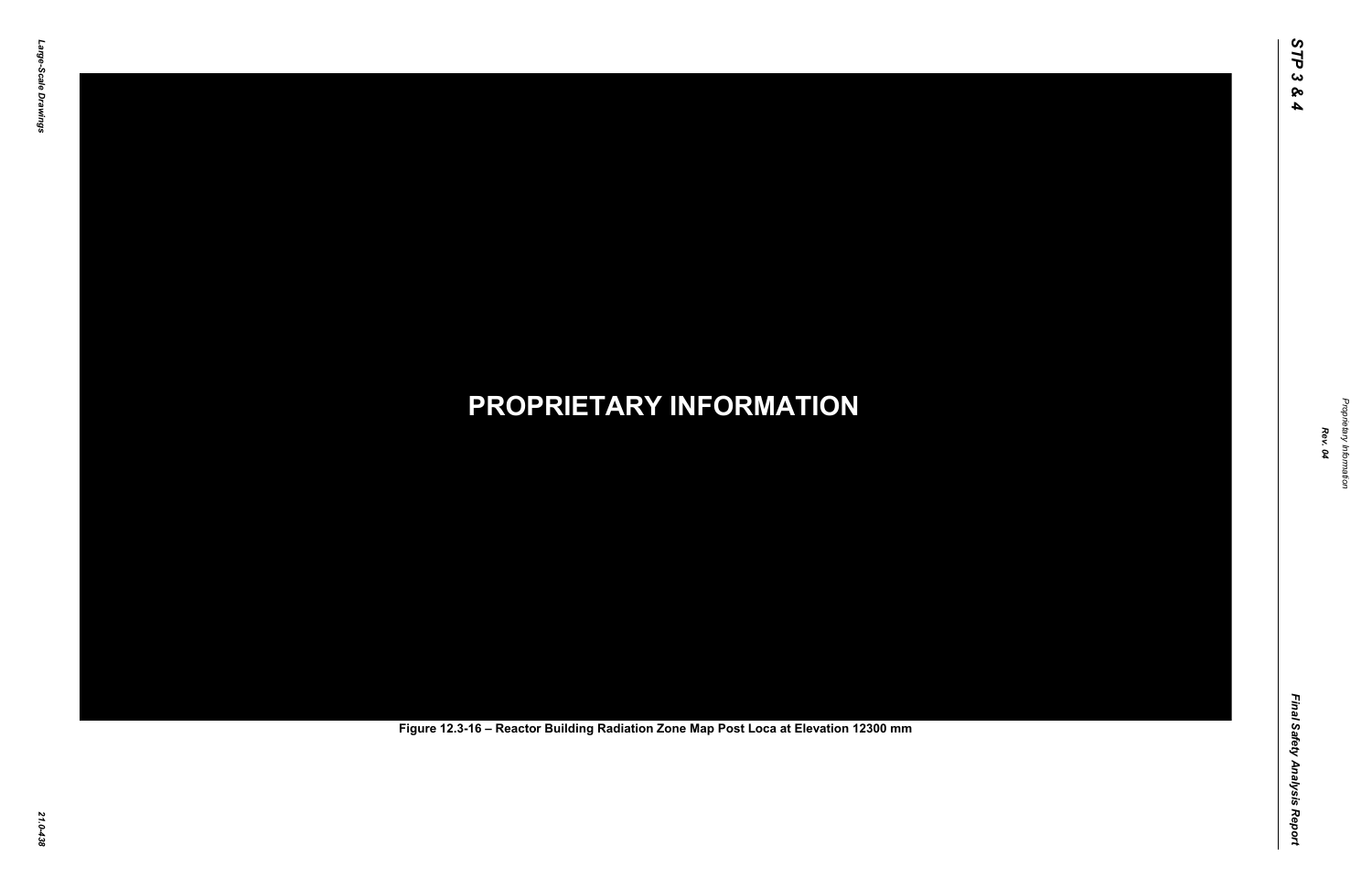**PROPRIETARY INFORMATION**

Figure 12.3-16 – Reactor Building Radiation Zone Map Post Loca at Elevation 12300 mm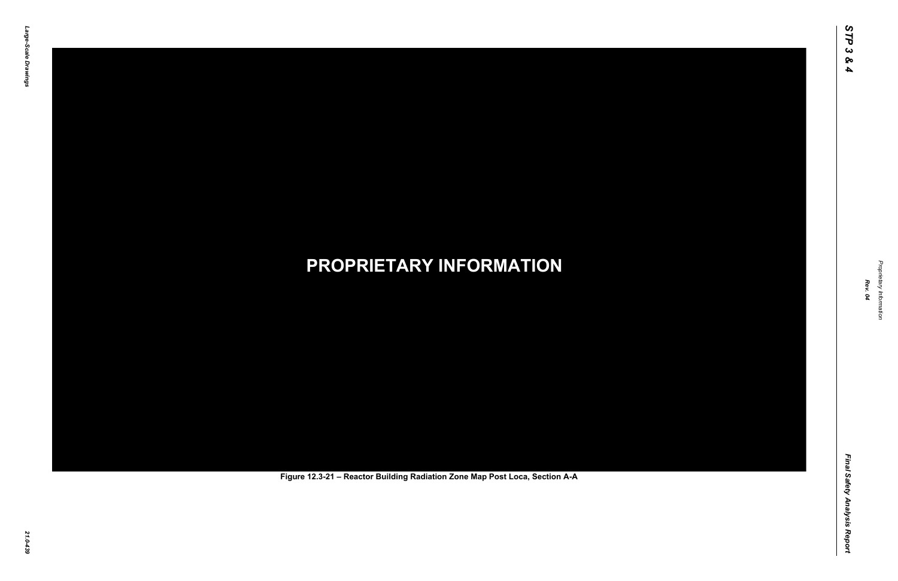PROPRIETARY INFORMATION

Figure 12.3-21 – Reactor Building Radiation Zone Map Post Loca, Section A-A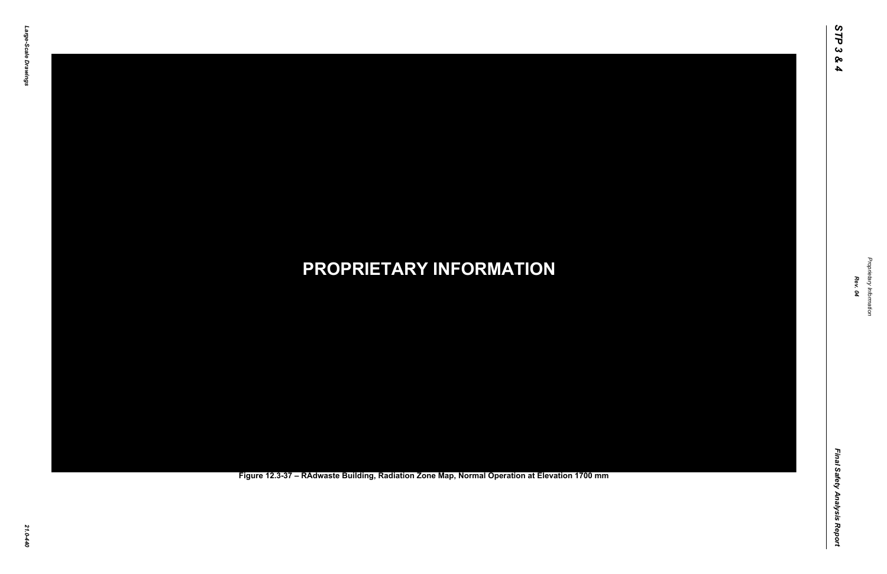**PROPRIETARY INFORMATION**

**Figure 12.3-37 – RAdwaste Building, Radiation Zone Map, Normal Operation at Elevation 1700 mm**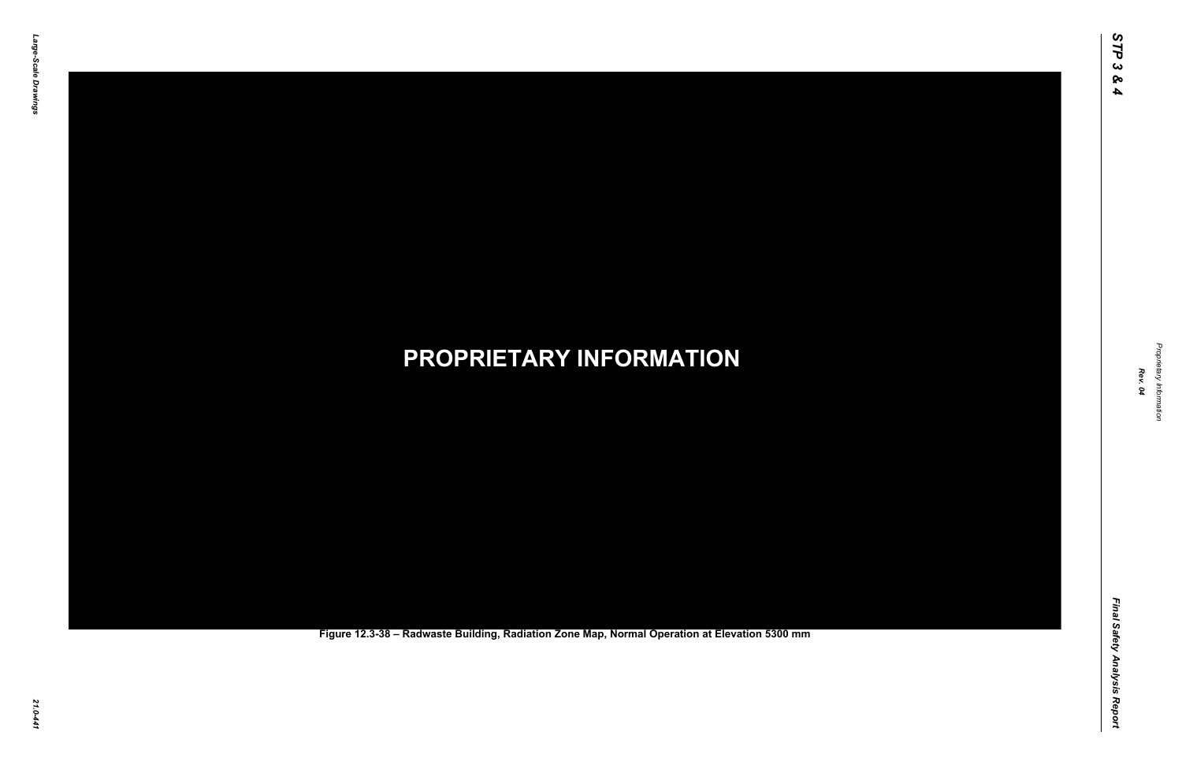**PROPRIETARY INFORMATION**

**Figure 12.3-38 – Radwaste Building, Radiation Zone Map, Normal Operation at Elevation 5300 mm**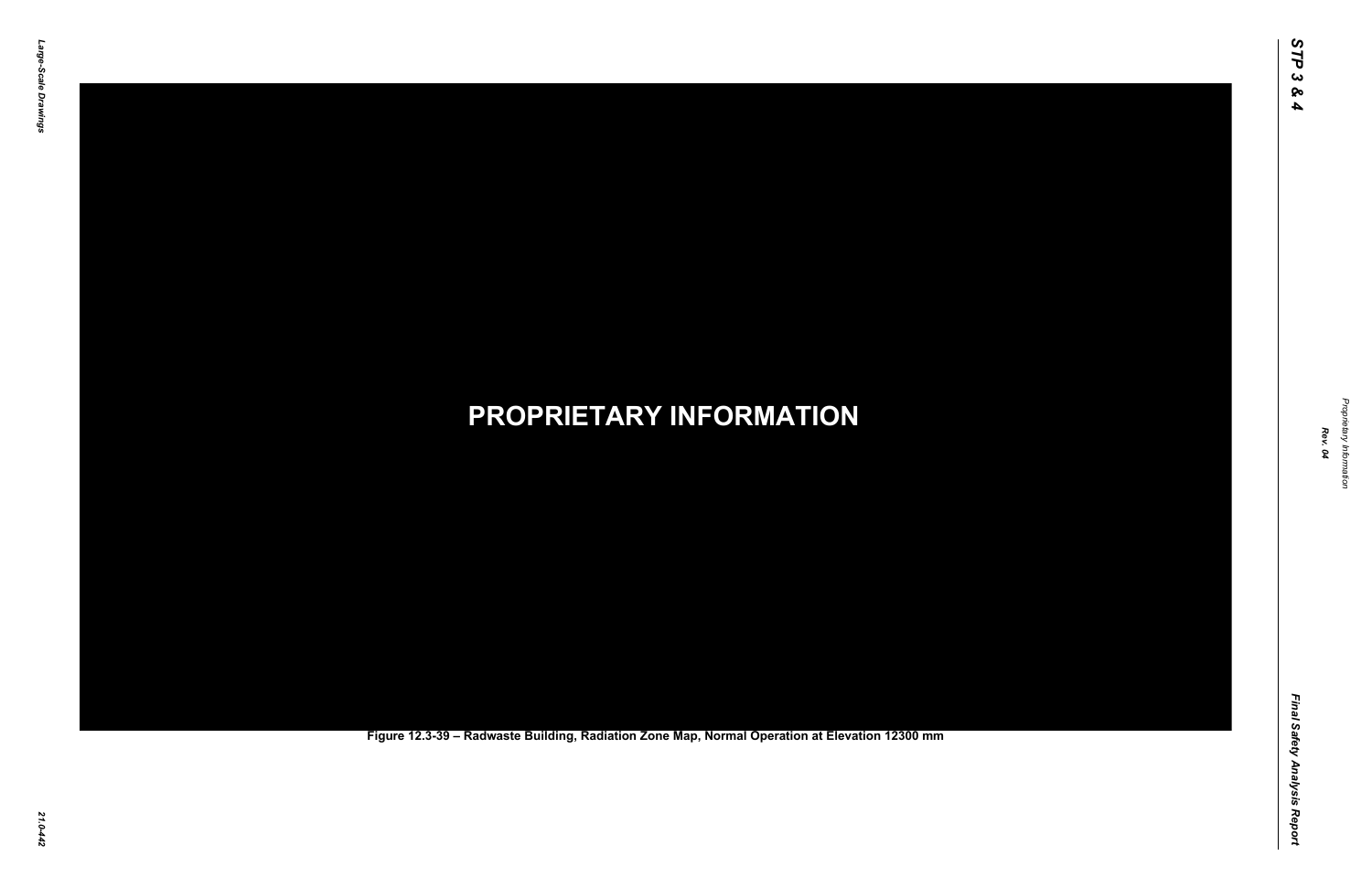**PROPRIETARY INFORMATION**

Figure 12.3-39 – Radwaste Building, Radiation Zone Map, Normal Operation at Elevation 12300 mm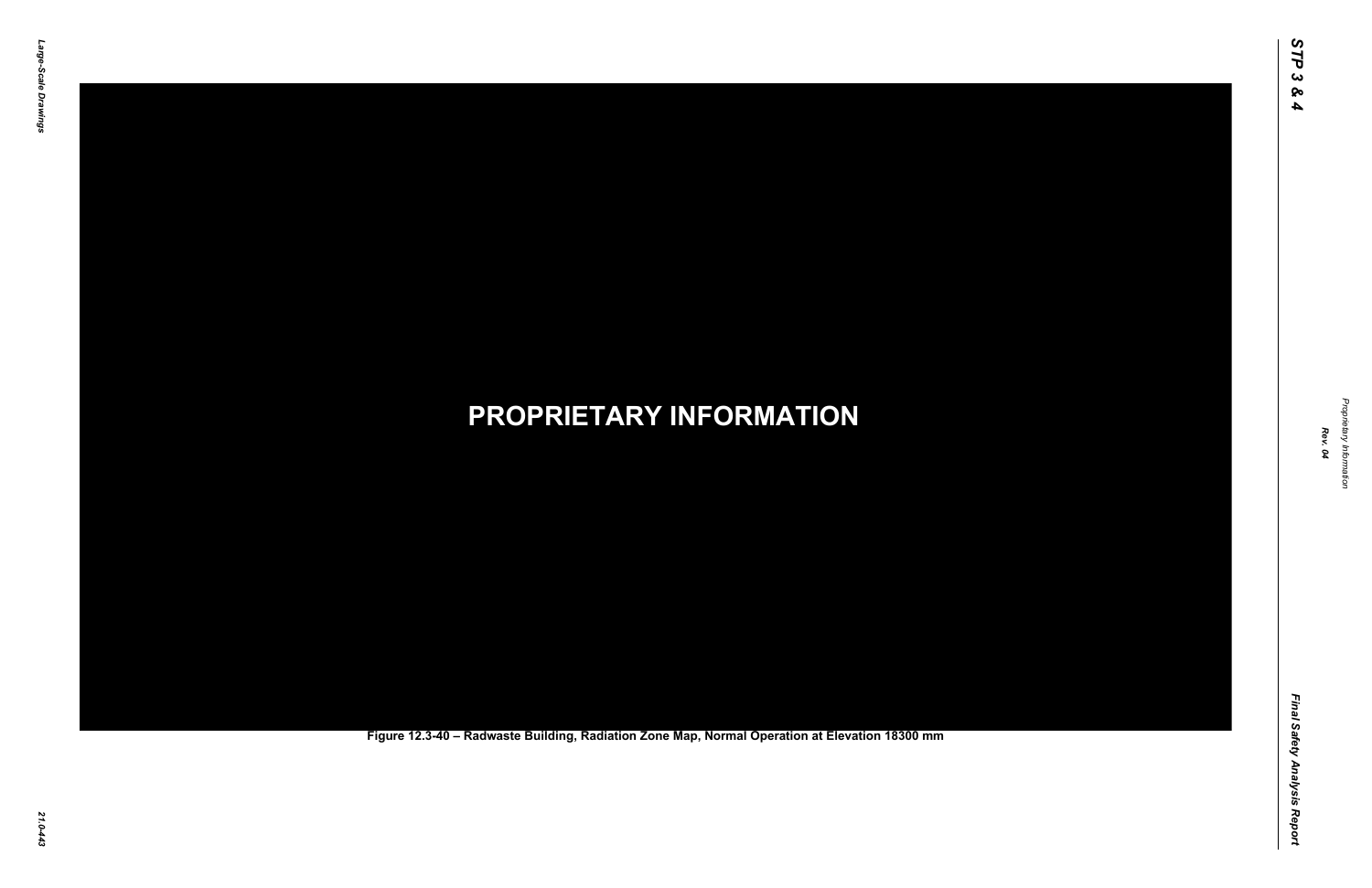**PROPRIETARY INFORMATION**

Figure 12.3-40 – Radwaste Building, Radiation Zone Map, Normal Operation at Elevation 18300 mm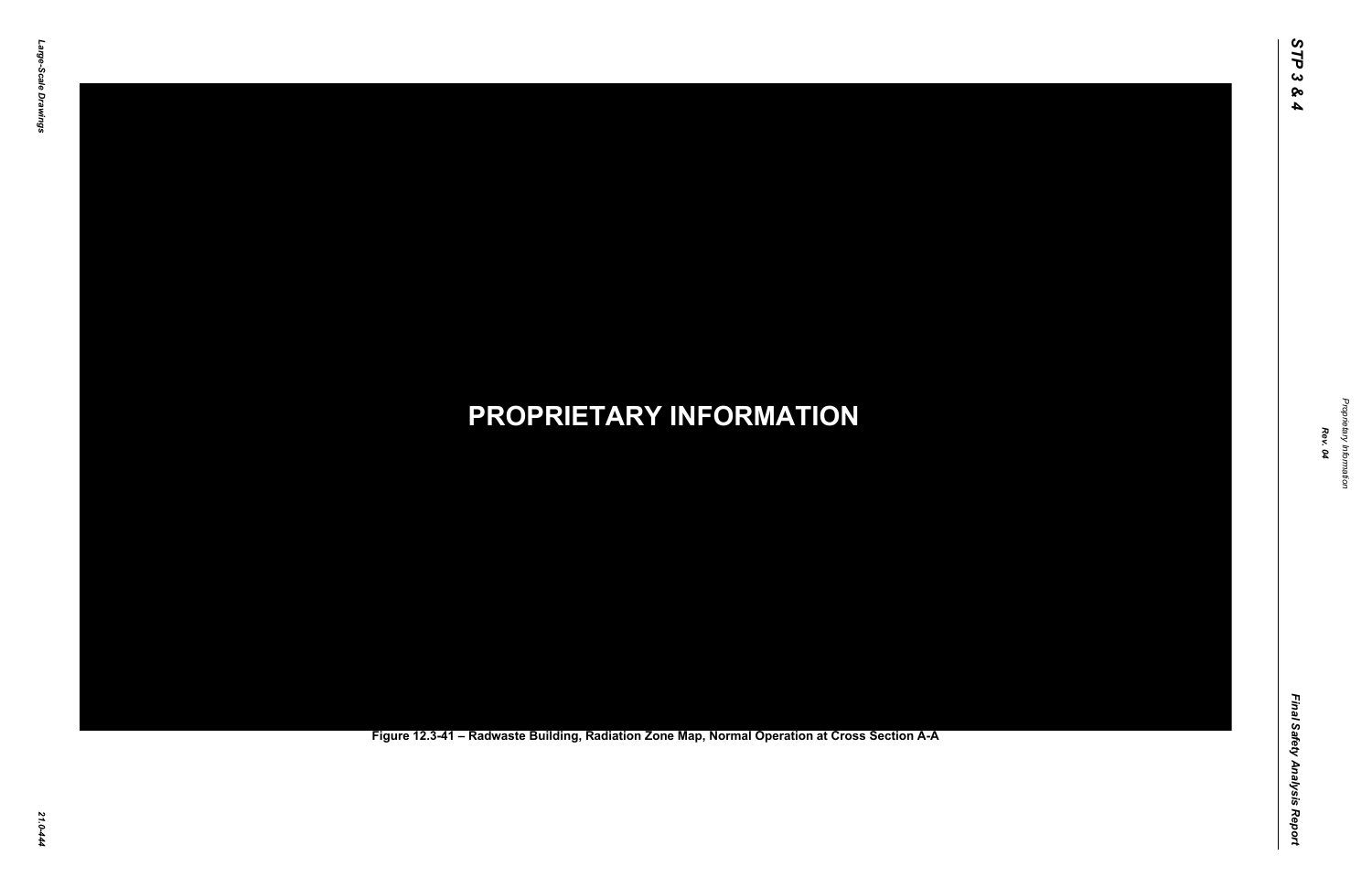PROPRIETARY INFORMATION

Figure 12.3-41 – Radwaste Building, Radiation Zone Map, Normal Operation at Cross Section A-A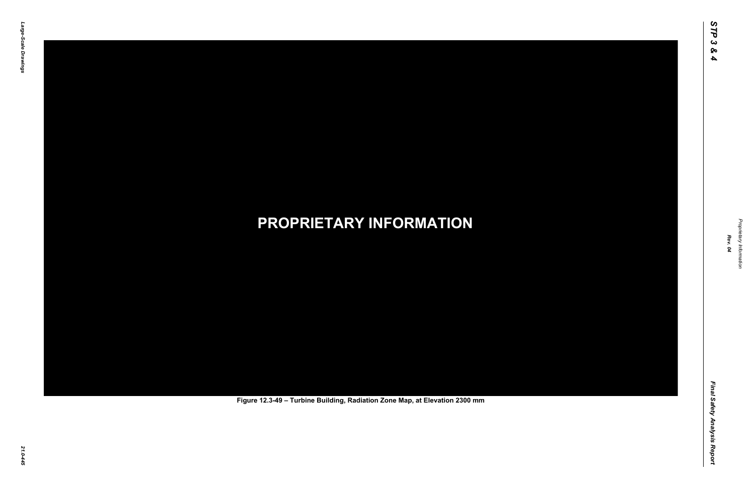**PROPRIETARY INFORMATION**

**Figure 12.3-49 – Turbine Building, Radiation Zone Map, at Elevation 2300 mm**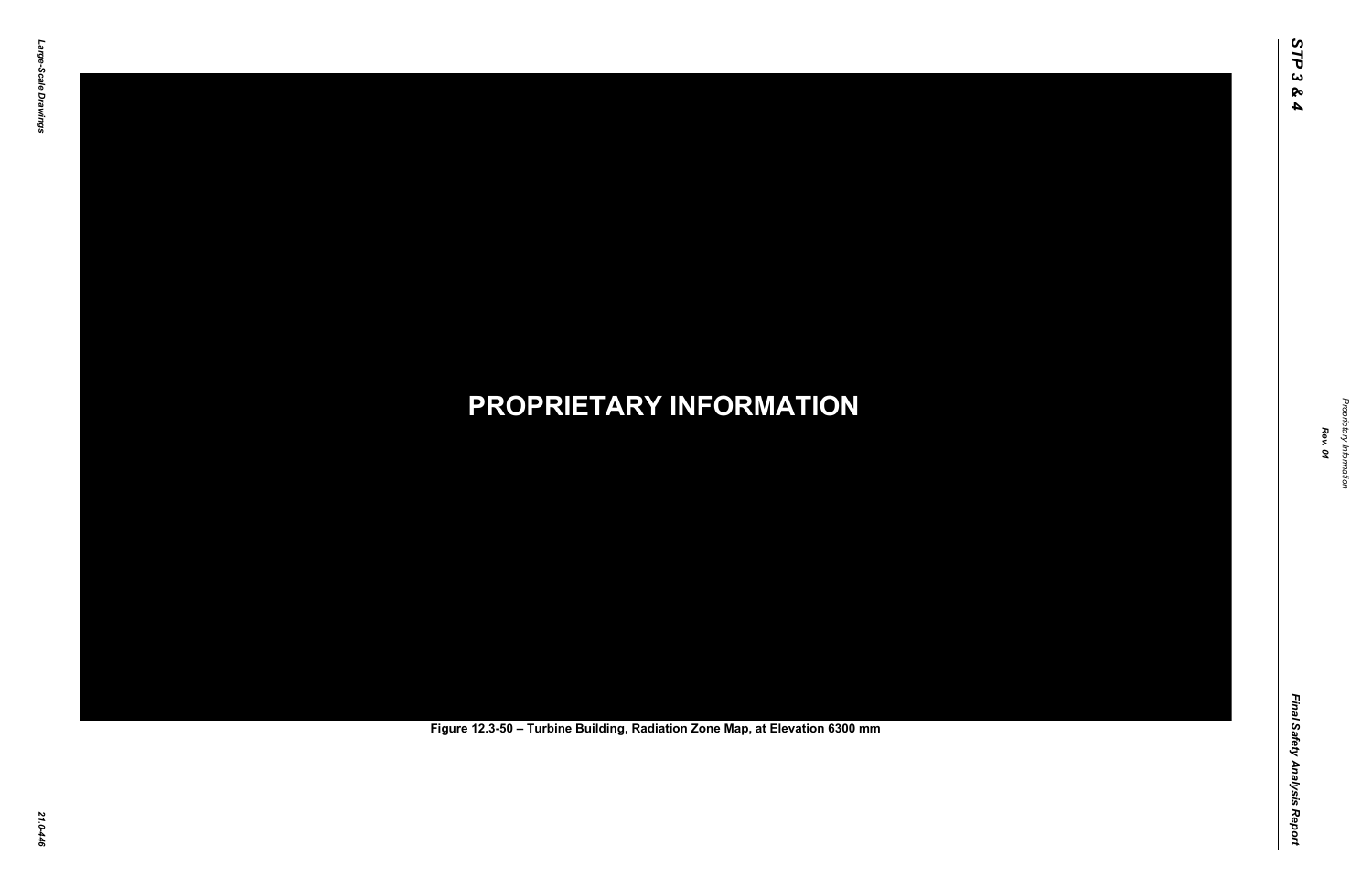PROPRIETARY INFORMATION

Figure 12.3-50 – Turbine Building, Radiation Zone Map, at Elevation 6300 mm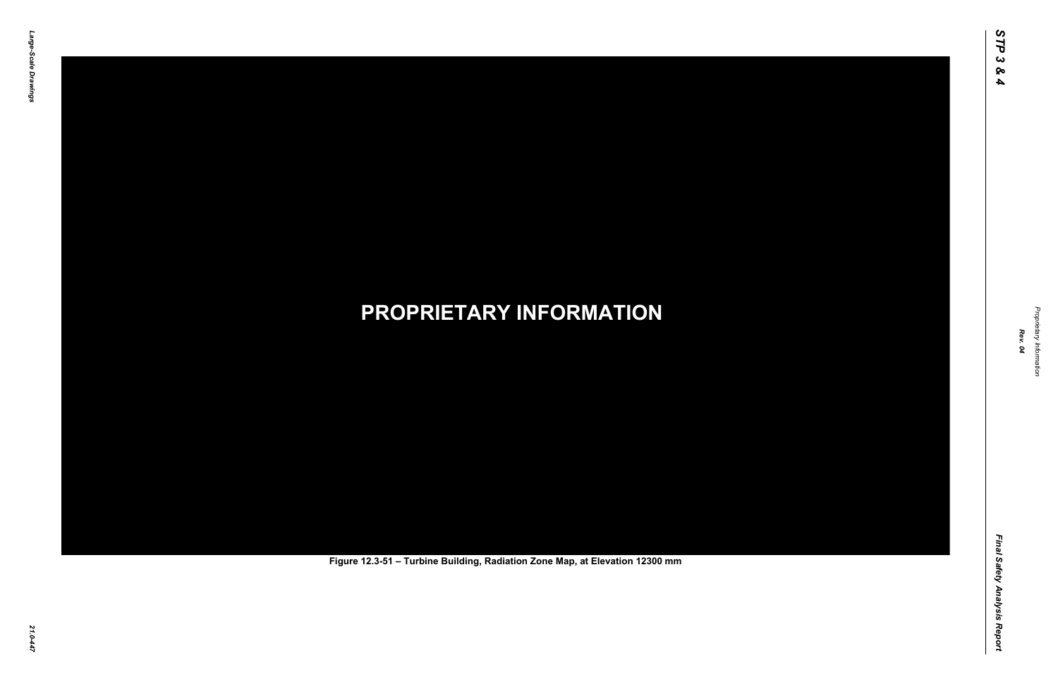PROPRIETARY INFORMATION

Figure 12.3-51 – Turbine Building, Radiation Zone Map, at Elevation 12300 mm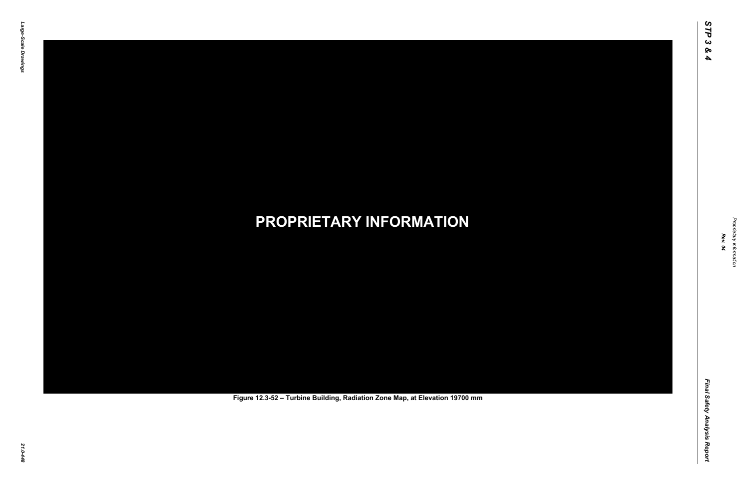**PROPRIETARY INFORMATION**

Figure 12.3-52 – Turbine Building, Radiation Zone Map, at Elevation 19700 mm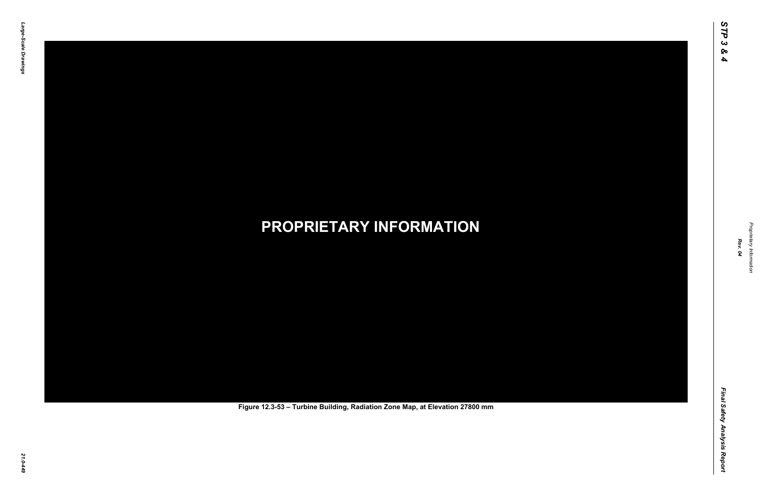**PROPRIETARY INFORMATION**

Figure 12.3-53 – Turbine Building, Radiation Zone Map, at Elevation 27800 mm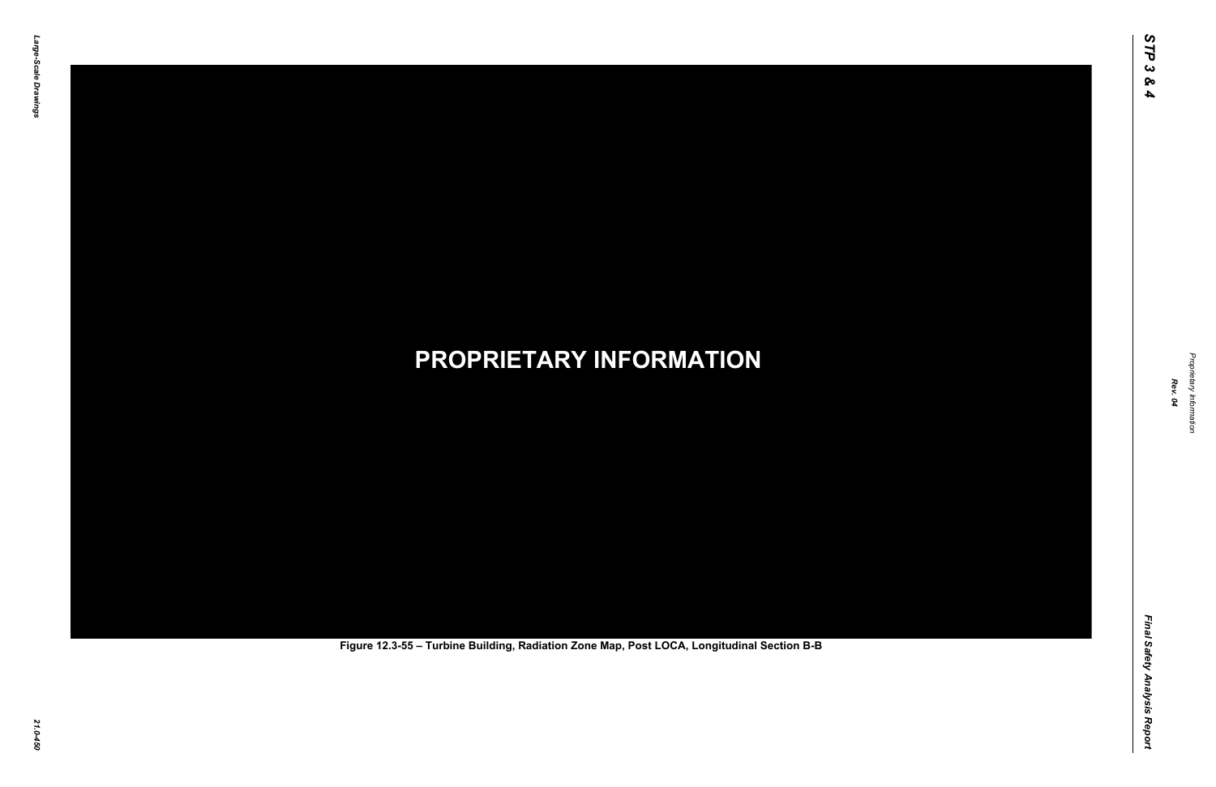**PROPRIETARY INFORMATION**

**Figure 12.3-55 – Turbine Building, Radiation Zone Map, Post LOCA, Longitudinal Section B-B**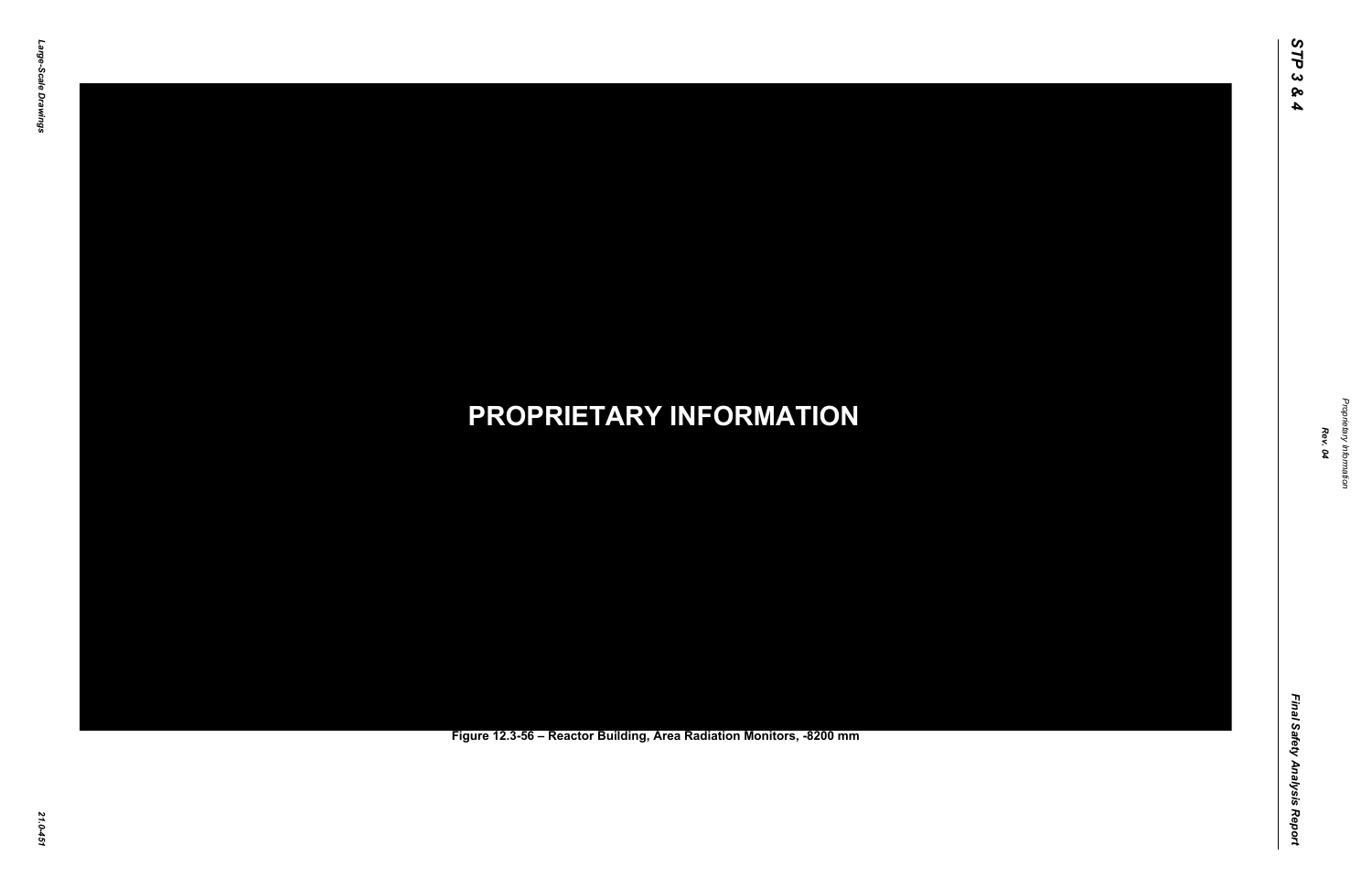PROPRIETARY INFORMATION

Figure 12.3-56 – Reactor Building, Area Radiation Monitors, -8200 mm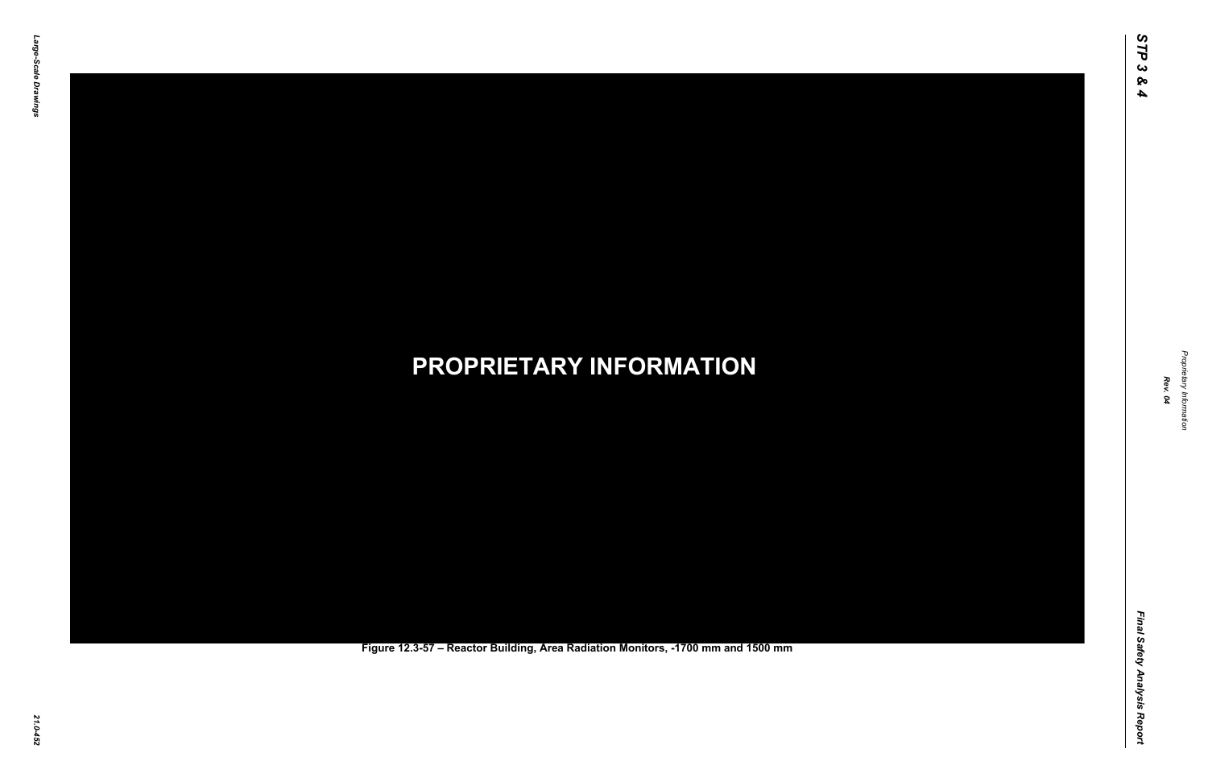**PROPRIETARY INFORMATION**

Figure 12.3-57 – Reactor Building, Area Radiation Monitors, -1700 mm and 1500 mm